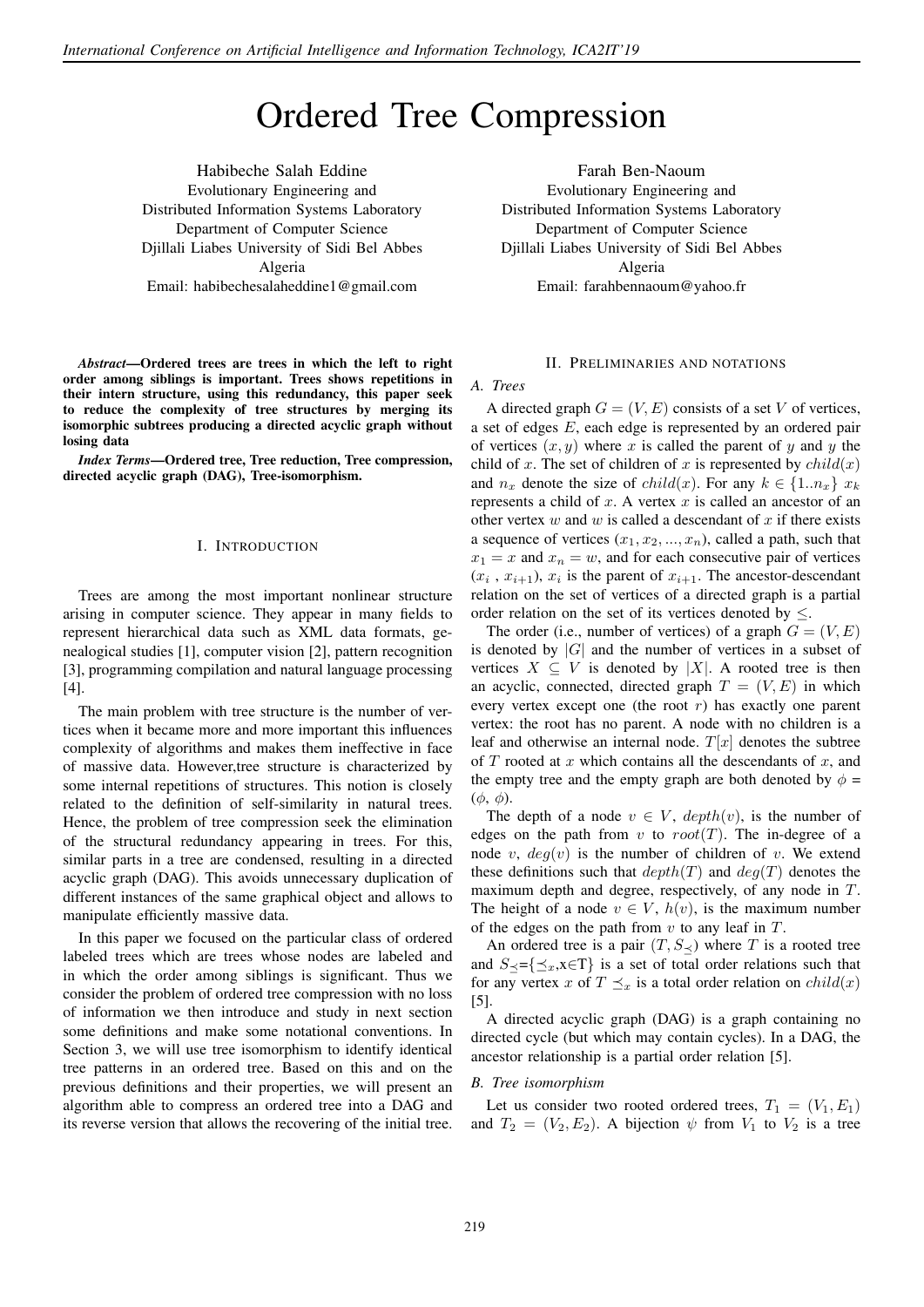# Ordered Tree Compression

Habibeche Salah Eddine
Evolutionary Engineering and
Distributed Information Systems Laboratory
Department of Computer Science
Djillali Liabes University of Sidi Bel Abbes
Algeria
Email: habibechesalaheddine1@gmail.com

Farah Ben-Naoum
Evolutionary Engineering and
Distributed Information Systems Laboratory
Department of Computer Science
Djillali Liabes University of Sidi Bel Abbes
Algeria
Email: farahbennaoum@yahoo.fr

***Abstract*—Ordered trees are trees in which the left to right order among siblings is important. Trees shows repetitions in their intern structure, using this redundancy, this paper seek to reduce the complexity of tree structures by merging its isomorphic subtrees producing a directed acyclic graph without losing data**

***Index Terms*—Ordered tree, Tree reduction, Tree compression, directed acyclic graph (DAG), Tree-isomorphism.**

## I. Introduction

Trees are among the most important nonlinear structure arising in computer science. They appear in many fields to represent hierarchical data such as XML data formats, genealogical studies [1], computer vision [2], pattern recognition [3], programming compilation and natural language processing [4].

The main problem with tree structure is the number of vertices when it became more and more important this influences complexity of algorithms and makes them ineffective in face of massive data. However,tree structure is characterized by some internal repetitions of structures. This notion is closely related to the definition of self-similarity in natural trees. Hence, the problem of tree compression seek the elimination of the structural redundancy appearing in trees. For this, similar parts in a tree are condensed, resulting in a directed acyclic graph (DAG). This avoids unnecessary duplication of different instances of the same graphical object and allows to manipulate efficiently massive data.

In this paper we focused on the particular class of ordered labeled trees which are trees whose nodes are labeled and in which the order among siblings is significant. Thus we consider the problem of ordered tree compression with no loss of information we then introduce and study in next section some definitions and make some notational conventions. In Section 3, we will use tree isomorphism to identify identical tree patterns in an ordered tree. Based on this and on the previous definitions and their properties, we will present an algorithm able to compress an ordered tree into a DAG and its reverse version that allows the recovering of the initial tree.

## II. Preliminaries and notations

### A. Trees

A directed graph $G = (V, E)$ consists of a set $V$ of vertices, a set of edges $E$, each edge is represented by an ordered pair of vertices $(x, y)$ where $x$ is called the parent of $y$ and $y$ the child of $x$. The set of children of $x$ is represented by $child(x)$ and $n_x$ denote the size of $child(x)$. For any $k \in \{1..n_x\}$ $x_k$ represents a child of $x$. A vertex $x$ is called an ancestor of an other vertex $w$ and $w$ is called a descendant of $x$ if there exists a sequence of vertices $(x_1, x_2, ..., x_n)$, called a path, such that $x_1 = x$ and $x_n = w$, and for each consecutive pair of vertices $(x_i\ , x_{i+1})$, $x_i$ is the parent of $x_{i+1}$. The ancestor-descendant relation on the set of vertices of a directed graph is a partial order relation on the set of its vertices denoted by $\leq$.

The order (i.e., number of vertices) of a graph $G = (V, E)$ is denoted by $|G|$ and the number of vertices in a subset of vertices $X \subseteq V$ is denoted by $|X|$. A rooted tree is then an acyclic, connected, directed graph $T = (V, E)$ in which every vertex except one (the root $r$) has exactly one parent vertex: the root has no parent. A node with no children is a leaf and otherwise an internal node. $T[x]$ denotes the subtree of $T$ rooted at $x$ which contains all the descendants of $x$, and the empty tree and the empty graph are both denoted by $\phi$ = $(\phi,\ \phi)$.

The depth of a node $v \in V$, $depth(v)$, is the number of edges on the path from $v$ to $root(T)$. The in-degree of a node $v$, $deg(v)$ is the number of children of $v$. We extend these definitions such that $depth(T)$ and $deg(T)$ denotes the maximum depth and degree, respectively, of any node in $T$. The height of a node $v \in V$, $h(v)$, is the maximum number of the edges on the path from $v$ to any leaf in $T$.

An ordered tree is a pair $(T, S_{\preceq})$ where $T$ is a rooted tree and $S_{\preceq}$=$\{\preceq_x$,x$\in$T$\}$ is a set of total order relations such that for any vertex $x$ of $T$ $\preceq_x$ is a total order relation on $child(x)$ [5].

A directed acyclic graph (DAG) is a graph containing no directed cycle (but which may contain cycles). In a DAG, the ancestor relationship is a partial order relation [5].

### B. Tree isomorphism

Let us consider two rooted ordered trees, $T_1 = (V_1, E_1)$ and $T_2 = (V_2, E_2)$. A bijection $\psi$ from $V_1$ to $V_2$ is a tree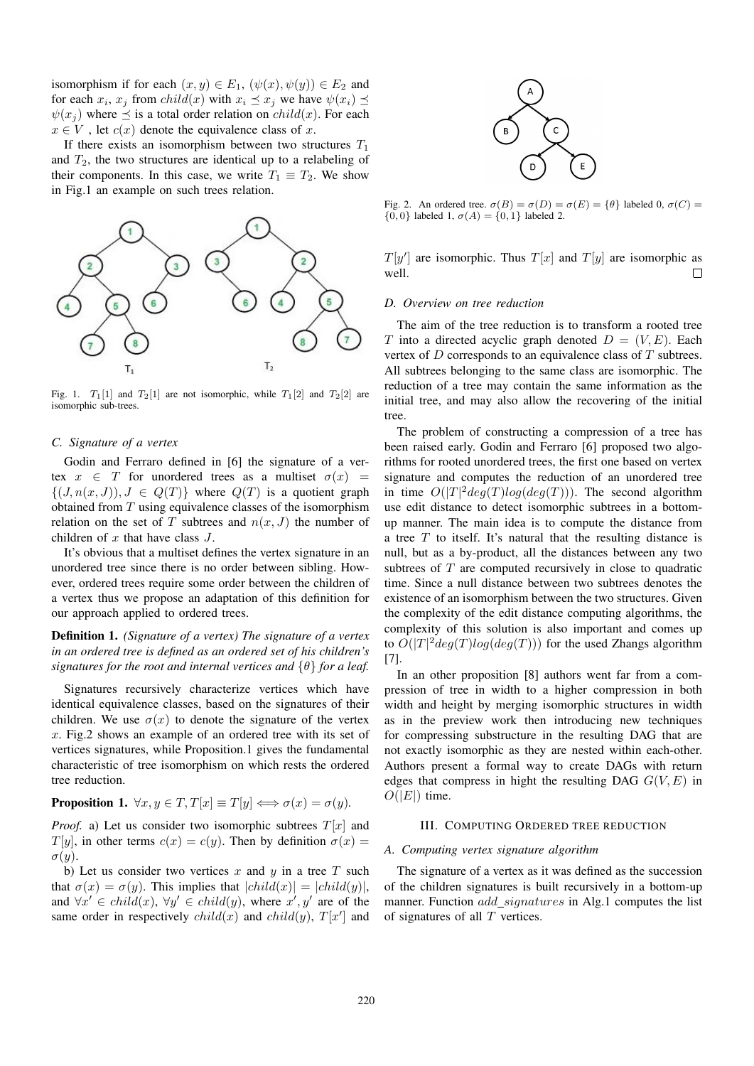isomorphism if for each $(x, y) \in E_1$, $(\psi(x), \psi(y)) \in E_2$ and for each $x_i$, $x_j$ from $child(x)$ with $x_i \preceq x_j$ we have $\psi(x_i) \preceq \psi(x_j)$ where $\preceq$ is a total order relation on $child(x)$. For each $x \in V$, let $c(x)$ denote the equivalence class of $x$.

If there exists an isomorphism between two structures $T_1$ and $T_2$, the two structures are identical up to a relabeling of their components. In this case, we write $T_1 \equiv T_2$. We show in Fig.1 an example on such trees relation.

Fig. 1. $T_1[1]$ and $T_2[1]$ are not isomorphic, while $T_1[2]$ and $T_2[2]$ are isomorphic sub-trees.

### C. Signature of a vertex

Godin and Ferraro defined in [6] the signature of a vertex $x \in T$ for unordered trees as a multiset $\sigma(x) = \{(J, n(x, J)), J \in Q(T)\}$ where $Q(T)$ is a quotient graph obtained from $T$ using equivalence classes of the isomorphism relation on the set of $T$ subtrees and $n(x, J)$ the number of children of $x$ that have class $J$.

It's obvious that a multiset defines the vertex signature in an unordered tree since there is no order between sibling. However, ordered trees require some order between the children of a vertex thus we propose an adaptation of this definition for our approach applied to ordered trees.

**Definition 1.** *(Signature of a vertex) The signature of a vertex in an ordered tree is defined as an ordered set of his children's signatures for the root and internal vertices and $\{\theta\}$ for a leaf.*

Signatures recursively characterize vertices which have identical equivalence classes, based on the signatures of their children. We use $\sigma(x)$ to denote the signature of the vertex $x$. Fig.2 shows an example of an ordered tree with its set of vertices signatures, while Proposition.1 gives the fundamental characteristic of tree isomorphism on which rests the ordered tree reduction.

**Proposition 1.** $\forall x, y \in T, T[x] \equiv T[y] \iff \sigma(x) = \sigma(y)$.

*Proof.* a) Let us consider two isomorphic subtrees $T[x]$ and $T[y]$, in other terms $c(x) = c(y)$. Then by definition $\sigma(x) = \sigma(y)$.

b) Let us consider two vertices $x$ and $y$ in a tree $T$ such that $\sigma(x) = \sigma(y)$. This implies that $|child(x)| = |child(y)|$, and $\forall x' \in child(x)$, $\forall y' \in child(y)$, where $x', y'$ are of the same order in respectively $child(x)$ and $child(y)$, $T[x']$ and $T[y']$ are isomorphic. Thus $T[x]$ and $T[y]$ are isomorphic as well. □

Fig. 2. An ordered tree. $\sigma(B) = \sigma(D) = \sigma(E) = \{\theta\}$ labeled 0, $\sigma(C) = \{0, 0\}$ labeled 1, $\sigma(A) = \{0, 1\}$ labeled 2.

### D. Overview on tree reduction

The aim of the tree reduction is to transform a rooted tree $T$ into a directed acyclic graph denoted $D = (V, E)$. Each vertex of $D$ corresponds to an equivalence class of $T$ subtrees. All subtrees belonging to the same class are isomorphic. The reduction of a tree may contain the same information as the initial tree, and may also allow the recovering of the initial tree.

The problem of constructing a compression of a tree has been raised early. Godin and Ferraro [6] proposed two algorithms for rooted unordered trees, the first one based on vertex signature and computes the reduction of an unordered tree in time $O(|T|^2 deg(T) log(deg(T)))$. The second algorithm use edit distance to detect isomorphic subtrees in a bottom-up manner. The main idea is to compute the distance from a tree $T$ to itself. It's natural that the resulting distance is null, but as a by-product, all the distances between any two subtrees of $T$ are computed recursively in close to quadratic time. Since a null distance between two subtrees denotes the existence of an isomorphism between the two structures. Given the complexity of the edit distance computing algorithms, the complexity of this solution is also important and comes up to $O(|T|^2 deg(T) log(deg(T)))$ for the used Zhangs algorithm [7].

In an other proposition [8] authors went far from a compression of tree in width to a higher compression in both width and height by merging isomorphic structures in width as in the preview work then introducing new techniques for compressing substructure in the resulting DAG that are not exactly isomorphic as they are nested within each-other. Authors present a formal way to create DAGs with return edges that compress in hight the resulting DAG $G(V, E)$ in $O(|E|)$ time.

## III. Computing Ordered tree reduction

### A. Computing vertex signature algorithm

The signature of a vertex as it was defined as the succession of the children signatures is built recursively in a bottom-up manner. Function $add\_signatures$ in Alg.1 computes the list of signatures of all $T$ vertices.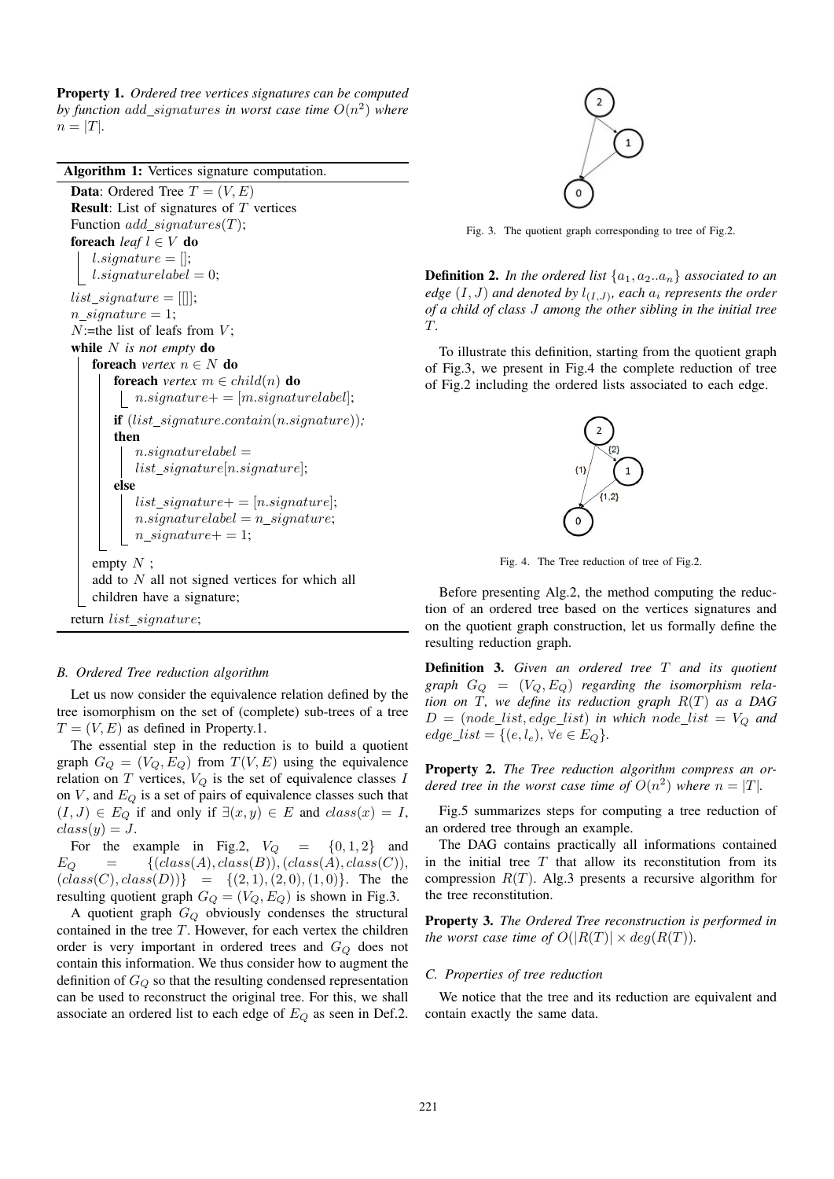**Property 1.** *Ordered tree vertices signatures can be computed by function $add\_signatures$ in worst case time $O(n^2)$ where $n = |T|$.*

**Algorithm 1:** Vertices signature computation.

```
Data: Ordered Tree T = (V, E)
Result: List of signatures of T vertices
Function add_signatures(T);
foreach leaf l ∈ V do
    l.signature = [];
    l.signaturelabel = 0;
list_signature = [[]];
n_signature = 1;
N:=the list of leafs from V;
while N is not empty do
    foreach vertex n ∈ N do
        foreach vertex m ∈ child(n) do
            n.signature+ = [m.signaturelabel];
        if (list_signature.contain(n.signature));
        then
            n.signaturelabel =
            list_signature[n.signature];
        else
            list_signature+ = [n.signature];
            n.signaturelabel = n_signature;
            n_signature+ = 1;
    empty N ;
    add to N all not signed vertices for which all
    children have a signature;
return list_signature;
```

### *B. Ordered Tree reduction algorithm*

Let us now consider the equivalence relation defined by the tree isomorphism on the set of (complete) sub-trees of a tree $T = (V, E)$ as defined in Property.1.

The essential step in the reduction is to build a quotient graph $G_Q = (V_Q, E_Q)$ from $T(V, E)$ using the equivalence relation on $T$ vertices, $V_Q$ is the set of equivalence classes $I$ on $V$, and $E_Q$ is a set of pairs of equivalence classes such that $(I, J) \in E_Q$ if and only if $\exists(x, y) \in E$ and $class(x) = I$, $class(y) = J$.

For the example in Fig.2, $V_Q = \{0, 1, 2\}$ and $E_Q = \{(class(A), class(B)), (class(A), class(C)), (class(C), class(D))\} = \{(2, 1), (2, 0), (1, 0)\}$. The the resulting quotient graph $G_Q = (V_Q, E_Q)$ is shown in Fig.3.

A quotient graph $G_Q$ obviously condenses the structural contained in the tree $T$. However, for each vertex the children order is very important in ordered trees and $G_Q$ does not contain this information. We thus consider how to augment the definition of $G_Q$ so that the resulting condensed representation can be used to reconstruct the original tree. For this, we shall associate an ordered list to each edge of $E_Q$ as seen in Def.2.

Fig. 3. The quotient graph corresponding to tree of Fig.2.

**Definition 2.** *In the ordered list $\{a_1, a_2..a_n\}$ associated to an edge $(I, J)$ and denoted by $l_{(I,J)}$, each $a_i$ represents the order of a child of class $J$ among the other sibling in the initial tree $T$.*

To illustrate this definition, starting from the quotient graph of Fig.3, we present in Fig.4 the complete reduction of tree of Fig.2 including the ordered lists associated to each edge.

Fig. 4. The Tree reduction of tree of Fig.2.

Before presenting Alg.2, the method computing the reduction of an ordered tree based on the vertices signatures and on the quotient graph construction, let us formally define the resulting reduction graph.

**Definition 3.** *Given an ordered tree $T$ and its quotient graph $G_Q = (V_Q, E_Q)$ regarding the isomorphism relation on $T$, we define its reduction graph $R(T)$ as a DAG $D = (node\_list, edge\_list)$ in which $node\_list = V_Q$ and $edge\_list = \{(e, l_e), \forall e \in E_Q\}$.*

**Property 2.** *The Tree reduction algorithm compress an ordered tree in the worst case time of $O(n^2)$ where $n = |T|$.*

Fig.5 summarizes steps for computing a tree reduction of an ordered tree through an example.

The DAG contains practically all informations contained in the initial tree $T$ that allow its reconstitution from its compression $R(T)$. Alg.3 presents a recursive algorithm for the tree reconstitution.

**Property 3.** *The Ordered Tree reconstruction is performed in the worst case time of $O(|R(T)| \times deg(R(T))$.*

### *C. Properties of tree reduction*

We notice that the tree and its reduction are equivalent and contain exactly the same data.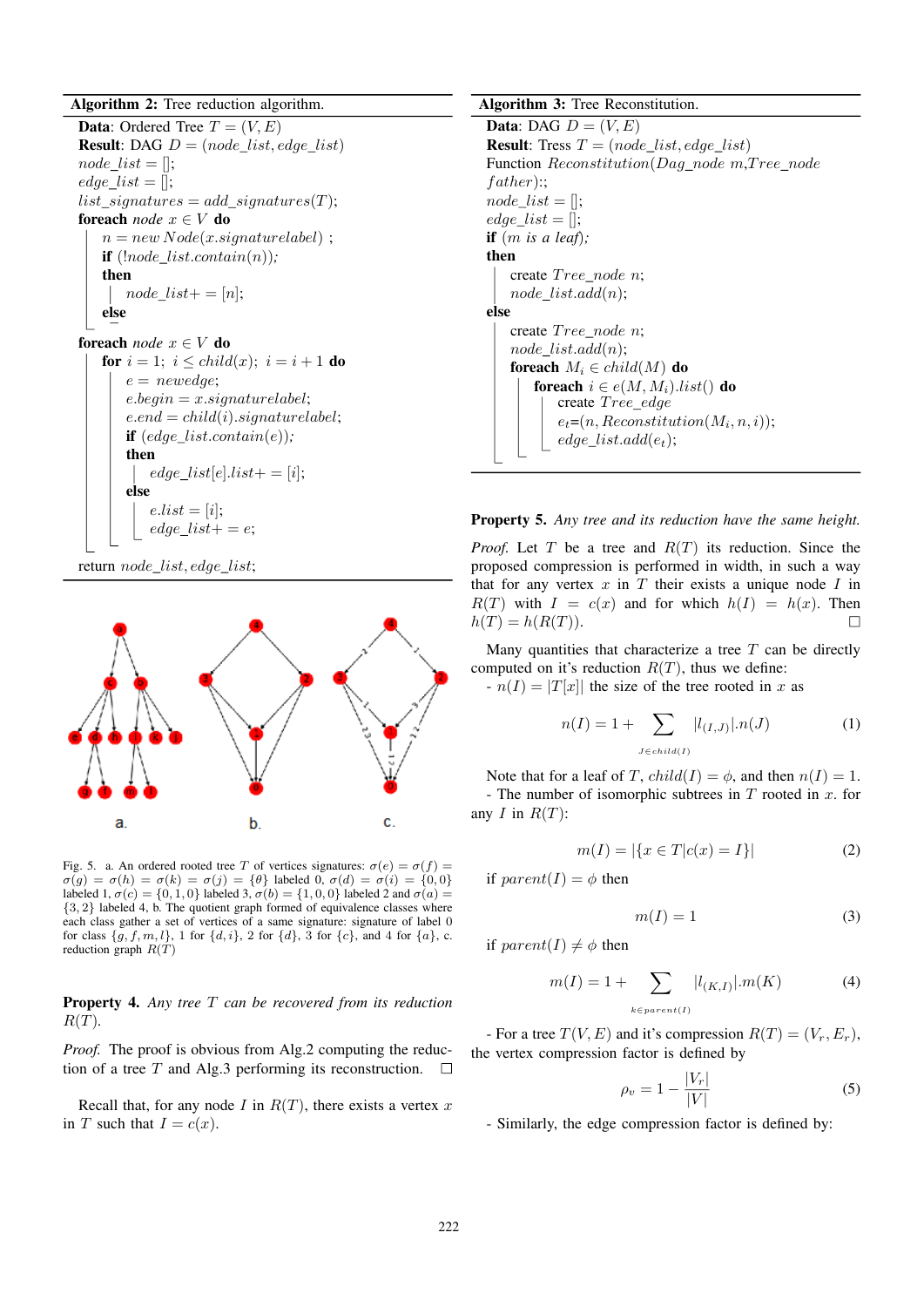**Algorithm 2:** Tree reduction algorithm.

```
Data: Ordered Tree T = (V, E)
Result: DAG D = (node_list, edge_list)
node_list = [];
edge_list = [];
list_signatures = add_signatures(T);
foreach node x ∈ V do
    n = new Node(x.signaturelabel) ;
    if (!node_list.contain(n));
    then
        node_list+ = [n];
    else
foreach node x ∈ V do
    for i = 1; i ≤ child(x); i = i + 1 do
        e = newedge;
        e.begin = x.signaturelabel;
        e.end = child(i).signaturelabel;
        if (edge_list.contain(e));
        then
            edge_list[e].list+ = [i];
        else
            e.list = [i];
            edge_list+ = e;
return node_list, edge_list;
```

Fig. 5. a. An ordered rooted tree $T$ of vertices signatures: $\sigma(e) = \sigma(f) = \sigma(g) = \sigma(h) = \sigma(k) = \sigma(j) = \{\emptyset\}$ labeled 0, $\sigma(d) = \sigma(i) = \{0, 0\}$ labeled 1, $\sigma(c) = \{0, 1, 0\}$ labeled 3, $\sigma(b) = \{1, 0, 0\}$ labeled 2 and $\sigma(a) = \{3, 2\}$ labeled 4, b. The quotient graph formed of equivalence classes where each class gather a set of vertices of a same signature: signature of label 0 for class $\{g, f, m, l\}$, 1 for $\{d, i\}$, 2 for $\{d\}$, 3 for $\{c\}$, and 4 for $\{a\}$, c. reduction graph $R(T)$

**Property 4.** *Any tree $T$ can be recovered from its reduction $R(T)$.*

*Proof.* The proof is obvious from Alg.2 computing the reduction of a tree $T$ and Alg.3 performing its reconstruction. □

Recall that, for any node $I$ in $R(T)$, there exists a vertex $x$ in $T$ such that $I = c(x)$.

**Algorithm 3:** Tree Reconstitution.

```
Data: DAG D = (V, E)
Result: Tress T = (node_list, edge_list)
Function Reconstitution(Dag_node m,Tree_node father)::
node_list = [];
edge_list = [];
if (m is a leaf);
then
    create Tree_node n;
    node_list.add(n);
else
    create Tree_node n;
    node_list.add(n);
    foreach M_i ∈ child(M) do
        foreach i ∈ e(M, M_i).list() do
            create Tree_edge
            e_t=(n, Reconstitution(M_i, n, i));
            edge_list.add(e_t);
```

**Property 5.** *Any tree and its reduction have the same height.*

*Proof.* Let $T$ be a tree and $R(T)$ its reduction. Since the proposed compression is performed in width, in such a way that for any vertex $x$ in $T$ their exists a unique node $I$ in $R(T)$ with $I = c(x)$ and for which $h(I) = h(x)$. Then $h(T) = h(R(T))$. □

Many quantities that characterize a tree $T$ can be directly computed on it's reduction $R(T)$, thus we define:

- $n(I) = |T[x]|$ the size of the tree rooted in $x$ as

$$n(I) = 1 + \sum_{J \in child(I)} |l_{(I,J)}|.n(J) \tag{1}$$

Note that for a leaf of $T$, $child(I) = \phi$, and then $n(I) = 1$.

- The number of isomorphic subtrees in $T$ rooted in $x$. for any $I$ in $R(T)$:

$$m(I) = |\{x \in T | c(x) = I\}| \tag{2}$$

if $parent(I) = \phi$ then

$$m(I) = 1 \tag{3}$$

if $parent(I) \neq \phi$ then

$$m(I) = 1 + \sum_{k \in parent(I)} |l_{(K,I)}|.m(K) \tag{4}$$

- For a tree $T(V, E)$ and it's compression $R(T) = (V_r, E_r)$, the vertex compression factor is defined by

$$\rho_v = 1 - \frac{|V_r|}{|V|} \tag{5}$$

- Similarly, the edge compression factor is defined by: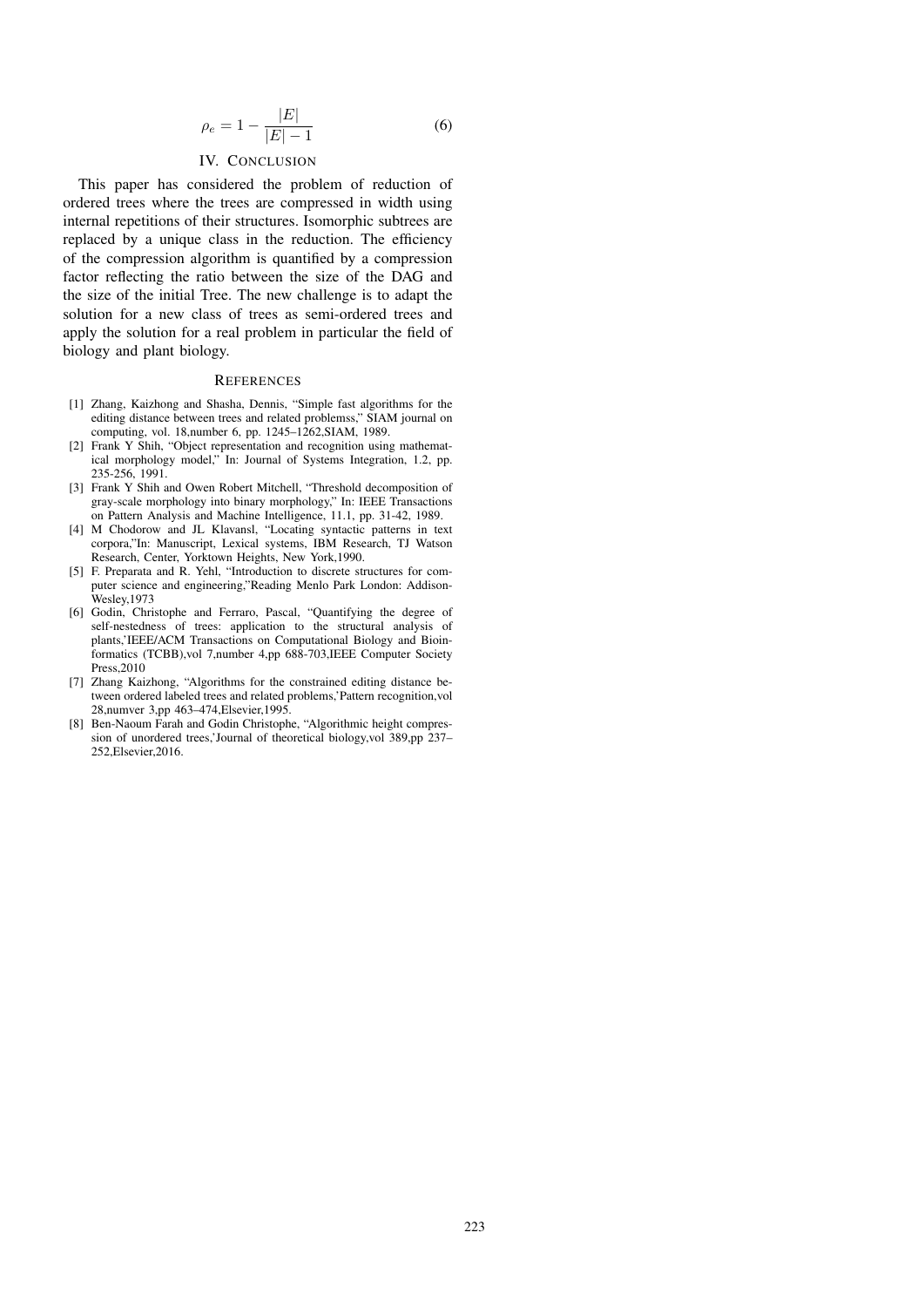$$\rho_e = 1 - \frac{|E|}{|E| - 1} \tag{6}$$

## IV. Conclusion

This paper has considered the problem of reduction of ordered trees where the trees are compressed in width using internal repetitions of their structures. Isomorphic subtrees are replaced by a unique class in the reduction. The efficiency of the compression algorithm is quantified by a compression factor reflecting the ratio between the size of the DAG and the size of the initial Tree. The new challenge is to adapt the solution for a new class of trees as semi-ordered trees and apply the solution for a real problem in particular the field of biology and plant biology.

## References

[1] Zhang, Kaizhong and Shasha, Dennis, "Simple fast algorithms for the editing distance between trees and related problemss," SIAM journal on computing, vol. 18,number 6, pp. 1245–1262,SIAM, 1989.

[2] Frank Y Shih, "Object representation and recognition using mathematical morphology model," In: Journal of Systems Integration, 1.2, pp. 235-256, 1991.

[3] Frank Y Shih and Owen Robert Mitchell, "Threshold decomposition of gray-scale morphology into binary morphology," In: IEEE Transactions on Pattern Analysis and Machine Intelligence, 11.1, pp. 31-42, 1989.

[4] M Chodorow and JL Klavansl, "Locating syntactic patterns in text corpora,"In: Manuscript, Lexical systems, IBM Research, TJ Watson Research, Center, Yorktown Heights, New York,1990.

[5] F. Preparata and R. Yehl, "Introduction to discrete structures for computer science and engineering,"Reading Menlo Park London: Addison-Wesley,1973

[6] Godin, Christophe and Ferraro, Pascal, "Quantifying the degree of self-nestedness of trees: application to the structural analysis of plants,'IEEE/ACM Transactions on Computational Biology and Bioinformatics (TCBB),vol 7,number 4,pp 688-703,IEEE Computer Society Press,2010

[7] Zhang Kaizhong, "Algorithms for the constrained editing distance between ordered labeled trees and related problems,'Pattern recognition,vol 28,numver 3,pp 463–474,Elsevier,1995.

[8] Ben-Naoum Farah and Godin Christophe, "Algorithmic height compression of unordered trees,'Journal of theoretical biology,vol 389,pp 237–252,Elsevier,2016.